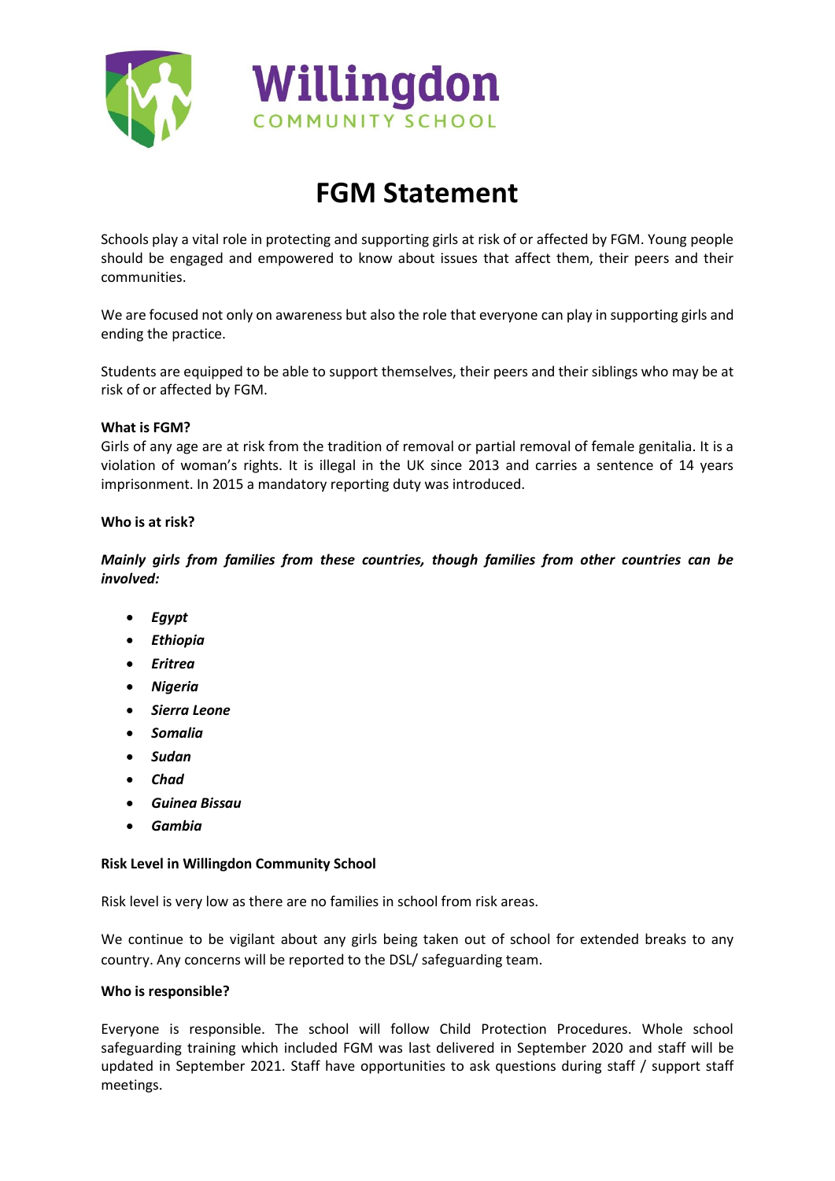Willingdon

COMMUNITY SCHOOL

# FGM Statement

Schools play a vital role in protecting and supporting girls at risk of or affected by FGM. Young people should be engaged and empowered to know about issues that affect them, their peers and their communities.

We are focused not only on awareness but also the role that everyone can play in supporting girls and ending the practice.

Students are equipped to be able to support themselves, their peers and their siblings who may be at risk of or affected by FGM.

**What is FGM?**

Girls of any age are at risk from the tradition of removal or partial removal of female genitalia. It is a violation of woman's rights. It is illegal in the UK since 2013 and carries a sentence of 14 years imprisonment. In 2015 a mandatory reporting duty was introduced.

**Who is at risk?**

***Mainly girls from families from these countries, though families from other countries can be involved:***

- ***Egypt***
- ***Ethiopia***
- ***Eritrea***
- ***Nigeria***
- ***Sierra Leone***
- ***Somalia***
- ***Sudan***
- ***Chad***
- ***Guinea Bissau***
- ***Gambia***

**Risk Level in Willingdon Community School**

Risk level is very low as there are no families in school from risk areas.

We continue to be vigilant about any girls being taken out of school for extended breaks to any country. Any concerns will be reported to the DSL/ safeguarding team.

**Who is responsible?**

Everyone is responsible. The school will follow Child Protection Procedures. Whole school safeguarding training which included FGM was last delivered in September 2020 and staff will be updated in September 2021. Staff have opportunities to ask questions during staff / support staff meetings.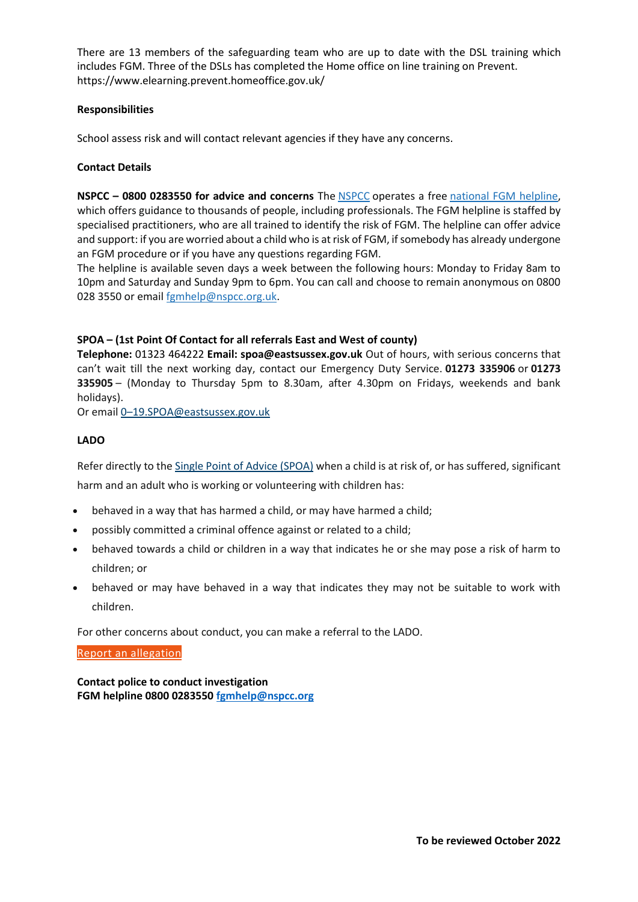There are 13 members of the safeguarding team who are up to date with the DSL training which includes FGM. Three of the DSLs has completed the Home office on line training on Prevent. https://www.elearning.prevent.homeoffice.gov.uk/

**Responsibilities**

School assess risk and will contact relevant agencies if they have any concerns.

**Contact Details**

**NSPCC – 0800 0283550 for advice and concerns** The NSPCC operates a free national FGM helpline, which offers guidance to thousands of people, including professionals. The FGM helpline is staffed by specialised practitioners, who are all trained to identify the risk of FGM. The helpline can offer advice and support: if you are worried about a child who is at risk of FGM, if somebody has already undergone an FGM procedure or if you have any questions regarding FGM.
The helpline is available seven days a week between the following hours: Monday to Friday 8am to 10pm and Saturday and Sunday 9pm to 6pm. You can call and choose to remain anonymous on 0800 028 3550 or email fgmhelp@nspcc.org.uk.

**SPOA – (1st Point Of Contact for all referrals East and West of county)**
**Telephone:** 01323 464222 **Email: spoa@eastsussex.gov.uk** Out of hours, with serious concerns that can't wait till the next working day, contact our Emergency Duty Service. **01273 335906** or **01273 335905** – (Monday to Thursday 5pm to 8.30am, after 4.30pm on Fridays, weekends and bank holidays).
Or email 0–19.SPOA@eastsussex.gov.uk

**LADO**

Refer directly to the Single Point of Advice (SPOA) when a child is at risk of, or has suffered, significant harm and an adult who is working or volunteering with children has:

- behaved in a way that has harmed a child, or may have harmed a child;
- possibly committed a criminal offence against or related to a child;
- behaved towards a child or children in a way that indicates he or she may pose a risk of harm to children; or
- behaved or may have behaved in a way that indicates they may not be suitable to work with children.

For other concerns about conduct, you can make a referral to the LADO.

Report an allegation

**Contact police to conduct investigation**
**FGM helpline 0800 0283550 fgmhelp@nspcc.org**

**To be reviewed October 2022**